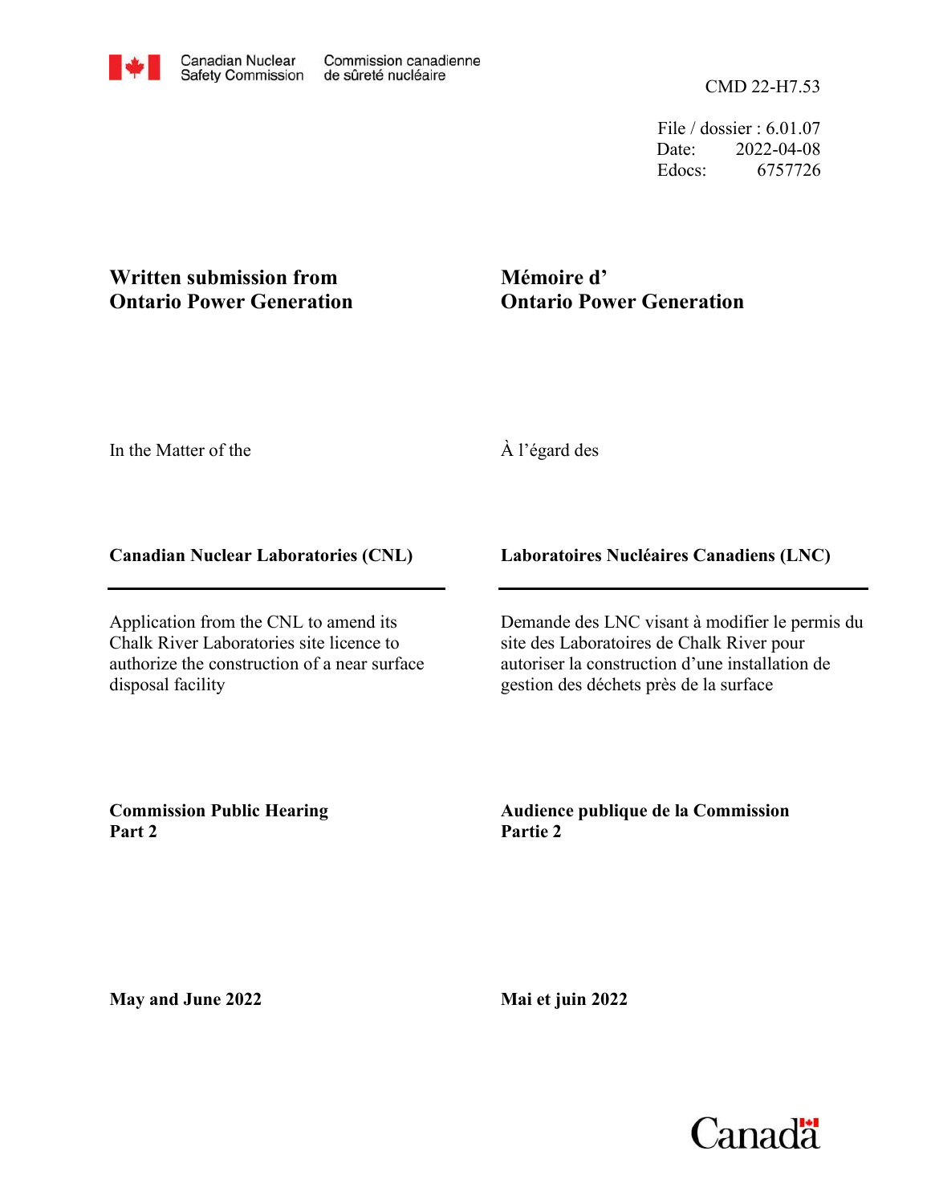Canadian Nuclear Safety Commission — Commission canadienne de sûreté nucléaire

CMD 22-H7.53

File / dossier : 6.01.07
Date: 2022-04-08
Edocs: 6757726

**Written submission from Ontario Power Generation**

**Mémoire d' Ontario Power Generation**

In the Matter of the

À l'égard des

**Canadian Nuclear Laboratories (CNL)**

**Laboratoires Nucléaires Canadiens (LNC)**

Application from the CNL to amend its Chalk River Laboratories site licence to authorize the construction of a near surface disposal facility

Demande des LNC visant à modifier le permis du site des Laboratoires de Chalk River pour autoriser la construction d'une installation de gestion des déchets près de la surface

**Commission Public Hearing Part 2**

**Audience publique de la Commission Partie 2**

**May and June 2022**

**Mai et juin 2022**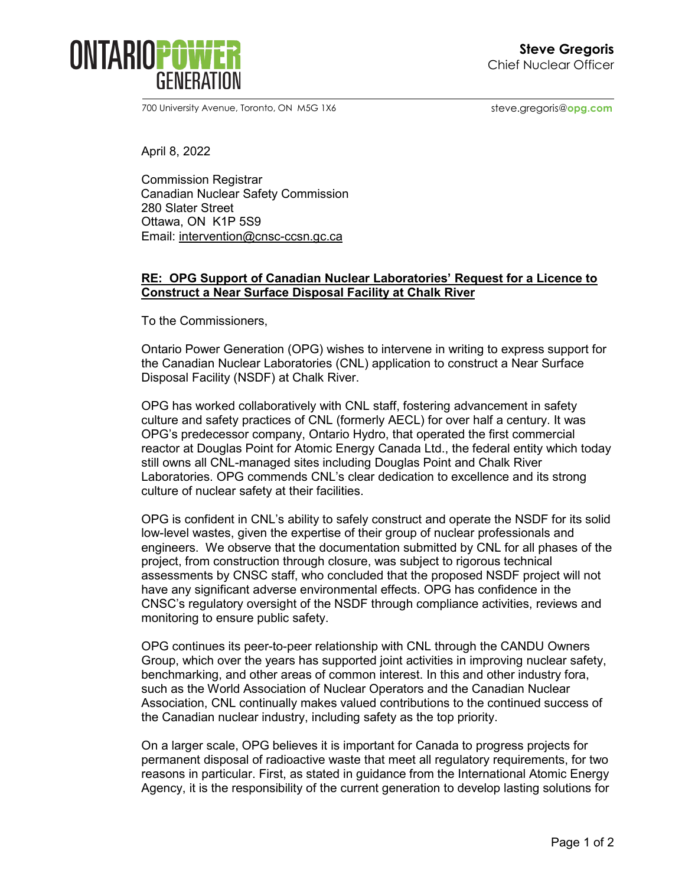ONTARIO POWER GENERATION

**Steve Gregoris**
Chief Nuclear Officer

700 University Avenue, Toronto, ON M5G 1X6

steve.gregoris@opg.com

April 8, 2022

Commission Registrar
Canadian Nuclear Safety Commission
280 Slater Street
Ottawa, ON K1P 5S9
Email: intervention@cnsc-ccsn.gc.ca

**RE: OPG Support of Canadian Nuclear Laboratories' Request for a Licence to Construct a Near Surface Disposal Facility at Chalk River**

To the Commissioners,

Ontario Power Generation (OPG) wishes to intervene in writing to express support for the Canadian Nuclear Laboratories (CNL) application to construct a Near Surface Disposal Facility (NSDF) at Chalk River.

OPG has worked collaboratively with CNL staff, fostering advancement in safety culture and safety practices of CNL (formerly AECL) for over half a century. It was OPG's predecessor company, Ontario Hydro, that operated the first commercial reactor at Douglas Point for Atomic Energy Canada Ltd., the federal entity which today still owns all CNL-managed sites including Douglas Point and Chalk River Laboratories. OPG commends CNL's clear dedication to excellence and its strong culture of nuclear safety at their facilities.

OPG is confident in CNL's ability to safely construct and operate the NSDF for its solid low-level wastes, given the expertise of their group of nuclear professionals and engineers. We observe that the documentation submitted by CNL for all phases of the project, from construction through closure, was subject to rigorous technical assessments by CNSC staff, who concluded that the proposed NSDF project will not have any significant adverse environmental effects. OPG has confidence in the CNSC's regulatory oversight of the NSDF through compliance activities, reviews and monitoring to ensure public safety.

OPG continues its peer-to-peer relationship with CNL through the CANDU Owners Group, which over the years has supported joint activities in improving nuclear safety, benchmarking, and other areas of common interest. In this and other industry fora, such as the World Association of Nuclear Operators and the Canadian Nuclear Association, CNL continually makes valued contributions to the continued success of the Canadian nuclear industry, including safety as the top priority.

On a larger scale, OPG believes it is important for Canada to progress projects for permanent disposal of radioactive waste that meet all regulatory requirements, for two reasons in particular. First, as stated in guidance from the International Atomic Energy Agency, it is the responsibility of the current generation to develop lasting solutions for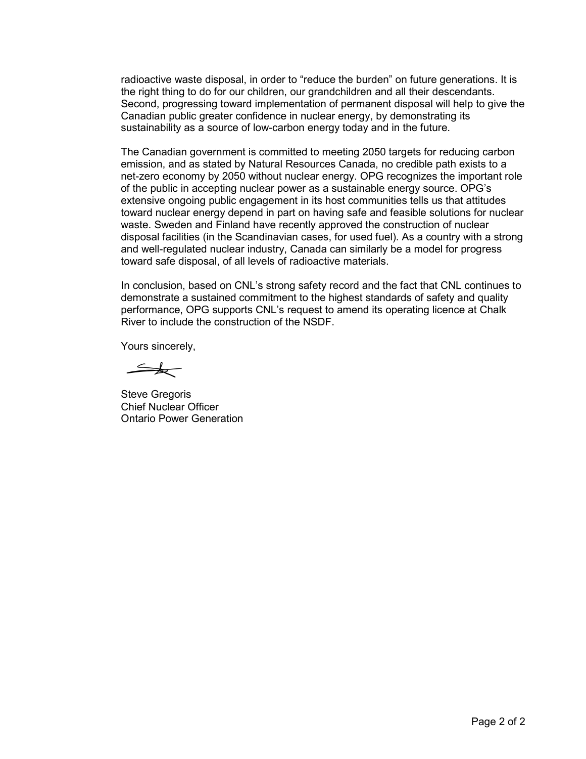radioactive waste disposal, in order to "reduce the burden" on future generations. It is the right thing to do for our children, our grandchildren and all their descendants. Second, progressing toward implementation of permanent disposal will help to give the Canadian public greater confidence in nuclear energy, by demonstrating its sustainability as a source of low-carbon energy today and in the future.

The Canadian government is committed to meeting 2050 targets for reducing carbon emission, and as stated by Natural Resources Canada, no credible path exists to a net-zero economy by 2050 without nuclear energy. OPG recognizes the important role of the public in accepting nuclear power as a sustainable energy source. OPG's extensive ongoing public engagement in its host communities tells us that attitudes toward nuclear energy depend in part on having safe and feasible solutions for nuclear waste. Sweden and Finland have recently approved the construction of nuclear disposal facilities (in the Scandinavian cases, for used fuel). As a country with a strong and well-regulated nuclear industry, Canada can similarly be a model for progress toward safe disposal, of all levels of radioactive materials.

In conclusion, based on CNL's strong safety record and the fact that CNL continues to demonstrate a sustained commitment to the highest standards of safety and quality performance, OPG supports CNL's request to amend its operating licence at Chalk River to include the construction of the NSDF.

Yours sincerely,

Steve Gregoris
Chief Nuclear Officer
Ontario Power Generation